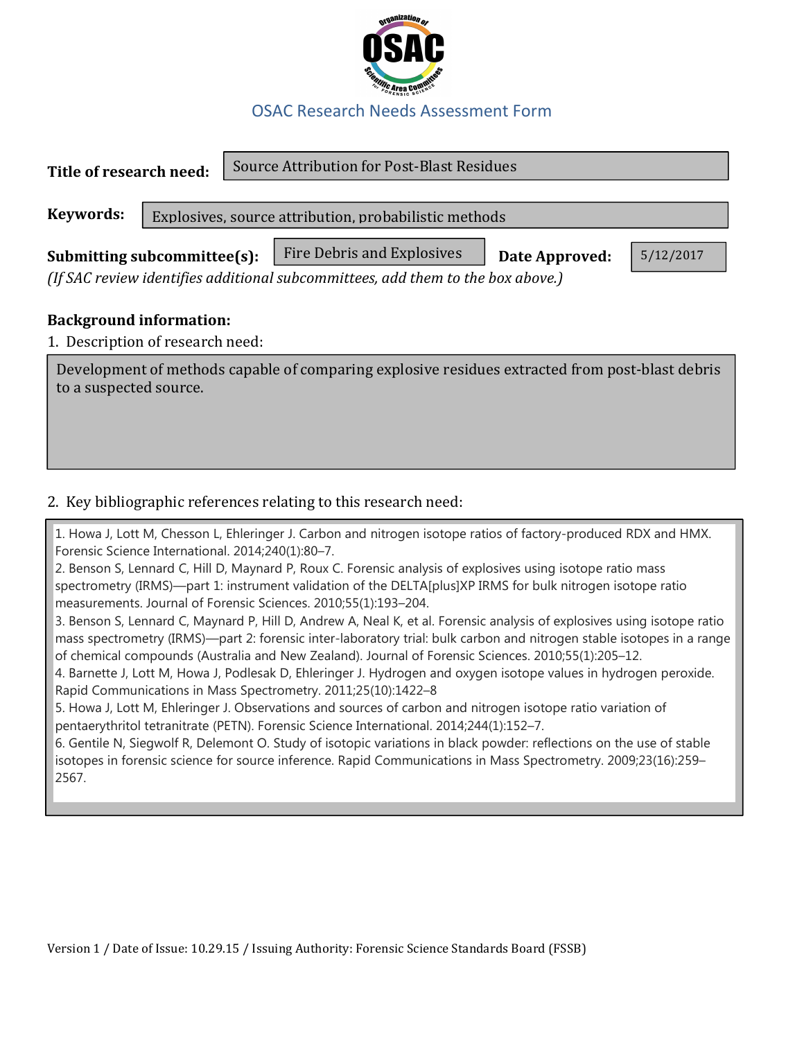# OSAC Research Needs Assessment Form

**Title of research need:** Source Attribution for Post-Blast Residues

**Keywords:** Explosives, source attribution, probabilistic methods

**Submitting subcommittee(s):** Fire Debris and Explosives **Date Approved:** 5/12/2017

*(If SAC review identifies additional subcommittees, add them to the box above.)*

## Background information:

1. Description of research need:

Development of methods capable of comparing explosive residues extracted from post-blast debris to a suspected source.

2. Key bibliographic references relating to this research need:

1. Howa J, Lott M, Chesson L, Ehleringer J. Carbon and nitrogen isotope ratios of factory-produced RDX and HMX. Forensic Science International. 2014;240(1):80–7.
2. Benson S, Lennard C, Hill D, Maynard P, Roux C. Forensic analysis of explosives using isotope ratio mass spectrometry (IRMS)—part 1: instrument validation of the DELTA[plus]XP IRMS for bulk nitrogen isotope ratio measurements. Journal of Forensic Sciences. 2010;55(1):193–204.
3. Benson S, Lennard C, Maynard P, Hill D, Andrew A, Neal K, et al. Forensic analysis of explosives using isotope ratio mass spectrometry (IRMS)—part 2: forensic inter-laboratory trial: bulk carbon and nitrogen stable isotopes in a range of chemical compounds (Australia and New Zealand). Journal of Forensic Sciences. 2010;55(1):205–12.
4. Barnette J, Lott M, Howa J, Podlesak D, Ehleringer J. Hydrogen and oxygen isotope values in hydrogen peroxide. Rapid Communications in Mass Spectrometry. 2011;25(10):1422–8
5. Howa J, Lott M, Ehleringer J. Observations and sources of carbon and nitrogen isotope ratio variation of pentaerythritol tetranitrate (PETN). Forensic Science International. 2014;244(1):152–7.
6. Gentile N, Siegwolf R, Delemont O. Study of isotopic variations in black powder: reflections on the use of stable isotopes in forensic science for source inference. Rapid Communications in Mass Spectrometry. 2009;23(16):259–2567.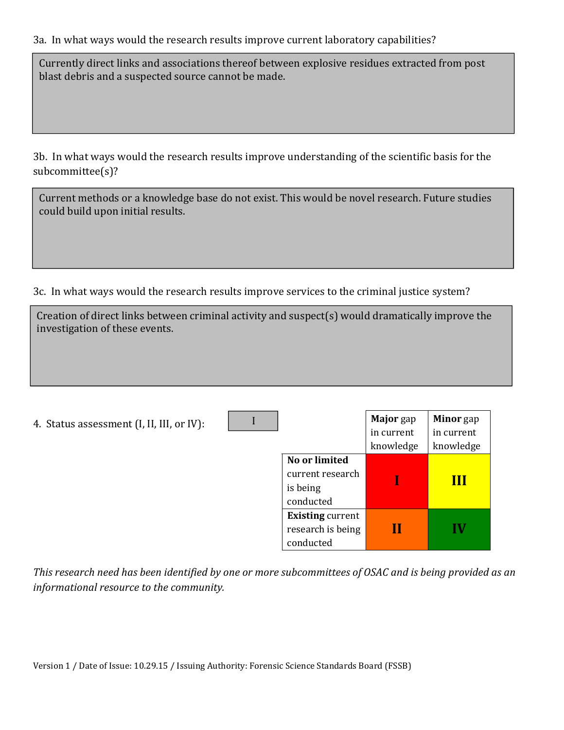3a. In what ways would the research results improve current laboratory capabilities?

Currently direct links and associations thereof between explosive residues extracted from post blast debris and a suspected source cannot be made.

3b. In what ways would the research results improve understanding of the scientific basis for the subcommittee(s)?

Current methods or a knowledge base do not exist. This would be novel research. Future studies could build upon initial results.

3c. In what ways would the research results improve services to the criminal justice system?

Creation of direct links between criminal activity and suspect(s) would dramatically improve the investigation of these events.

4. Status assessment (I, II, III, or IV): I

| | **Major** gap in current knowledge | **Minor** gap in current knowledge |
|---|---|---|
| **No or limited** current research is being conducted | **I** | **III** |
| **Existing** current research is being conducted | **II** | **IV** |

*This research need has been identified by one or more subcommittees of OSAC and is being provided as an informational resource to the community.*

Version 1 / Date of Issue: 10.29.15 / Issuing Authority: Forensic Science Standards Board (FSSB)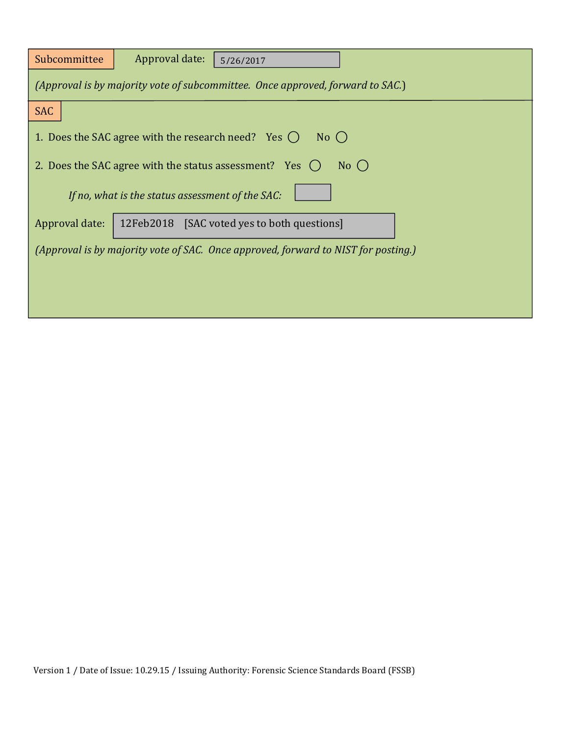**Subcommittee** Approval date: 5/26/2017

*(Approval is by majority vote of subcommittee. Once approved, forward to SAC.)*

**SAC**

1. Does the SAC agree with the research need? Yes ◯ No ◯

2. Does the SAC agree with the status assessment? Yes ◯ No ◯

   *If no, what is the status assessment of the SAC:*

Approval date: 12Feb2018 [SAC voted yes to both questions]

*(Approval is by majority vote of SAC. Once approved, forward to NIST for posting.)*

Version 1 / Date of Issue: 10.29.15 / Issuing Authority: Forensic Science Standards Board (FSSB)